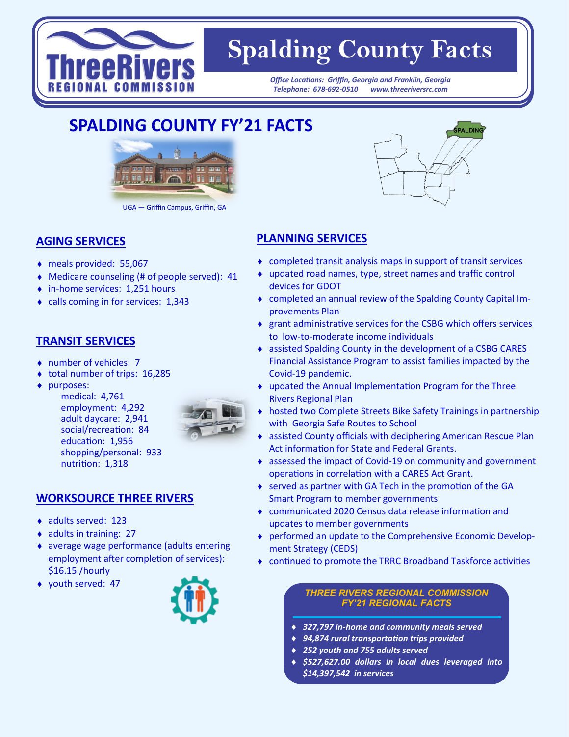# Spalding County Facts

*Office Locations: Griffin, Georgia and Franklin, Georgia*
*Telephone: 678-692-0510 www.threeriversrc.com*

## SPALDING COUNTY FY'21 FACTS

UGA — Griffin Campus, Griffin, GA

SPALDING

### AGING SERVICES

- meals provided: 55,067
- Medicare counseling (# of people served): 41
- in-home services: 1,251 hours
- calls coming in for services: 1,343

### TRANSIT SERVICES

- number of vehicles: 7
- total number of trips: 16,285
- purposes:
  - medical: 4,761
  - employment: 4,292
  - adult daycare: 2,941
  - social/recreation: 84
  - education: 1,956
  - shopping/personal: 933
  - nutrition: 1,318

### WORKSOURCE THREE RIVERS

- adults served: 123
- adults in training: 27
- average wage performance (adults entering employment after completion of services): $16.15 /hourly
- youth served: 47

### PLANNING SERVICES

- completed transit analysis maps in support of transit services
- updated road names, type, street names and traffic control devices for GDOT
- completed an annual review of the Spalding County Capital Improvements Plan
- grant administrative services for the CSBG which offers services to low-to-moderate income individuals
- assisted Spalding County in the development of a CSBG CARES Financial Assistance Program to assist families impacted by the Covid-19 pandemic.
- updated the Annual Implementation Program for the Three Rivers Regional Plan
- hosted two Complete Streets Bike Safety Trainings in partnership with Georgia Safe Routes to School
- assisted County officials with deciphering American Rescue Plan Act information for State and Federal Grants.
- assessed the impact of Covid-19 on community and government operations in correlation with a CARES Act Grant.
- served as partner with GA Tech in the promotion of the GA Smart Program to member governments
- communicated 2020 Census data release information and updates to member governments
- performed an update to the Comprehensive Economic Development Strategy (CEDS)
- continued to promote the TRRC Broadband Taskforce activities

### *THREE RIVERS REGIONAL COMMISSION FY'21 REGIONAL FACTS*

- ***327,797 in-home and community meals served***
- ***94,874 rural transportation trips provided***
- ***252 youth and 755 adults served***
- ***$527,627.00 dollars in local dues leveraged into $14,397,542 in services***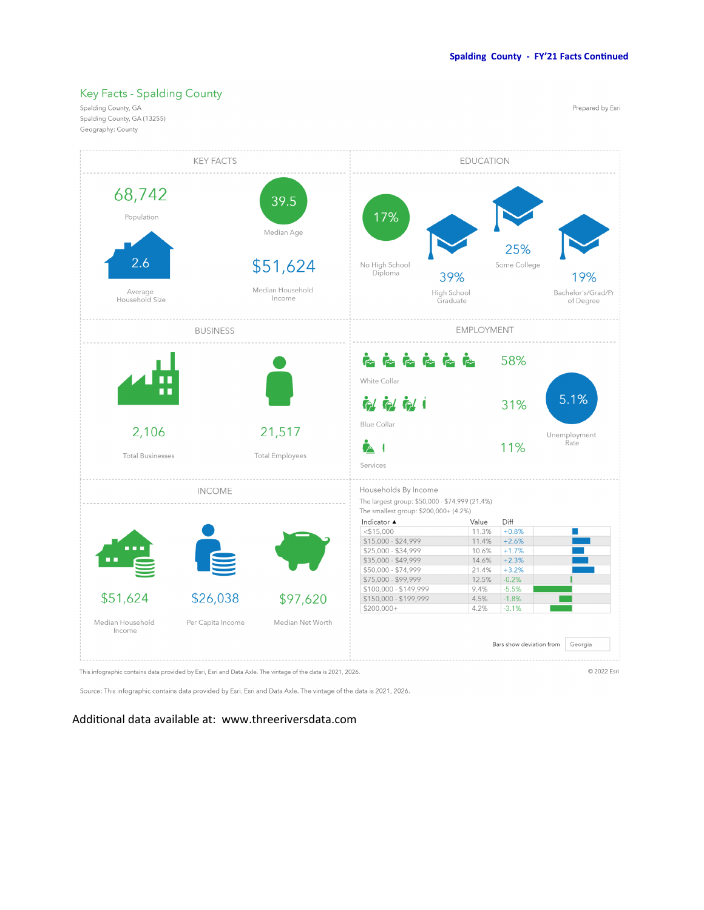**Spalding County - FY'21 Facts Continued**

## Key Facts - Spalding County

Spalding County, GA
Spalding County, GA (13255)
Geography: County

Prepared by Esri

### KEY FACTS

68,742
Population

39.5
Median Age

2.6
Average Household Size

$51,624
Median Household Income

### EDUCATION

17%
No High School Diploma

39%
High School Graduate

25%
Some College

19%
Bachelor's/Grad/Prof Degree

### BUSINESS

2,106
Total Businesses

21,517
Total Employees

### EMPLOYMENT

58%
White Collar

31%
Blue Collar

11%
Services

5.1%
Unemployment Rate

### INCOME

$51,624
Median Household Income

$26,038
Per Capita Income

$97,620
Median Net Worth

### Households By Income

The largest group: $50,000 - $74,999 (21.4%)
The smallest group: $200,000+ (4.2%)

| Indicator ▲ | Value | Diff |
|---|---|---|
| <$15,000 | 11.3% | +0.8% |
| $15,000 - $24,999 | 11.4% | +2.6% |
| $25,000 - $34,999 | 10.6% | +1.7% |
| $35,000 - $49,999 | 14.6% | +2.3% |
| $50,000 - $74,999 | 21.4% | +3.2% |
| $75,000 - $99,999 | 12.5% | -0.2% |
| $100,000 - $149,999 | 9.4% | -5.5% |
| $150,000 - $199,999 | 4.5% | -1.8% |
| $200,000+ | 4.2% | -3.1% |

Bars show deviation from Georgia

This infographic contains data provided by Esri, Esri and Data Axle. The vintage of the data is 2021, 2026.

© 2022 Esri

Source: This infographic contains data provided by Esri, Esri and Data Axle. The vintage of the data is 2021, 2026.

Additional data available at: www.threeriversdata.com